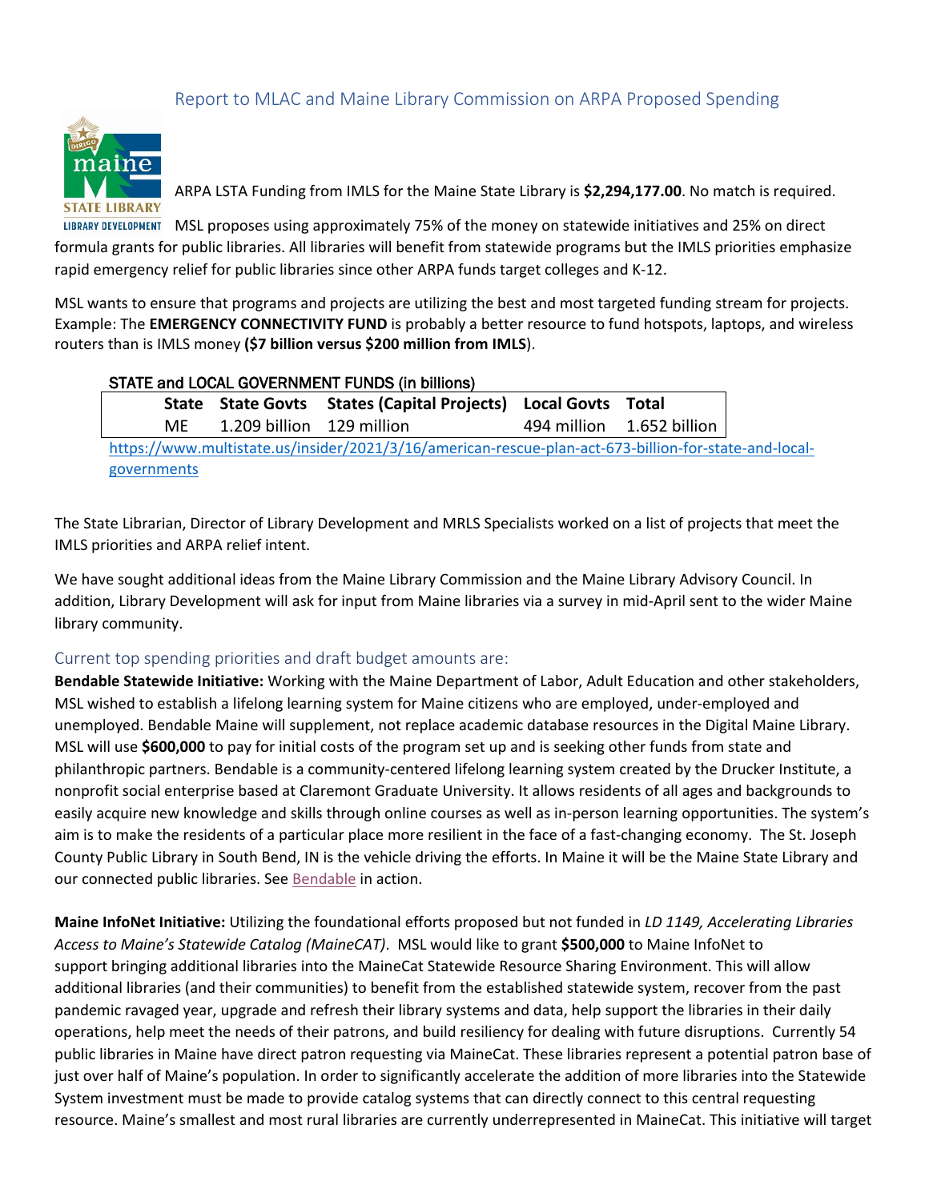## Report to MLAC and Maine Library Commission on ARPA Proposed Spending

ARPA LSTA Funding from IMLS for the Maine State Library is **$2,294,177.00**. No match is required.

MSL proposes using approximately 75% of the money on statewide initiatives and 25% on direct formula grants for public libraries. All libraries will benefit from statewide programs but the IMLS priorities emphasize rapid emergency relief for public libraries since other ARPA funds target colleges and K-12.

MSL wants to ensure that programs and projects are utilizing the best and most targeted funding stream for projects. Example: The **EMERGENCY CONNECTIVITY FUND** is probably a better resource to fund hotspots, laptops, and wireless routers than is IMLS money **($7 billion versus $200 million from IMLS**).

**STATE and LOCAL GOVERNMENT FUNDS (in billions)**

| State | State Govts | States (Capital Projects) | Local Govts | Total |
|---|---|---|---|---|
| ME | 1.209 billion | 129 million | 494 million | 1.652 billion |

https://www.multistate.us/insider/2021/3/16/american-rescue-plan-act-673-billion-for-state-and-local-governments

The State Librarian, Director of Library Development and MRLS Specialists worked on a list of projects that meet the IMLS priorities and ARPA relief intent.

We have sought additional ideas from the Maine Library Commission and the Maine Library Advisory Council. In addition, Library Development will ask for input from Maine libraries via a survey in mid-April sent to the wider Maine library community.

### Current top spending priorities and draft budget amounts are:

**Bendable Statewide Initiative:** Working with the Maine Department of Labor, Adult Education and other stakeholders, MSL wished to establish a lifelong learning system for Maine citizens who are employed, under-employed and unemployed. Bendable Maine will supplement, not replace academic database resources in the Digital Maine Library. MSL will use **$600,000** to pay for initial costs of the program set up and is seeking other funds from state and philanthropic partners. Bendable is a community-centered lifelong learning system created by the Drucker Institute, a nonprofit social enterprise based at Claremont Graduate University. It allows residents of all ages and backgrounds to easily acquire new knowledge and skills through online courses as well as in-person learning opportunities. The system's aim is to make the residents of a particular place more resilient in the face of a fast-changing economy. The St. Joseph County Public Library in South Bend, IN is the vehicle driving the efforts. In Maine it will be the Maine State Library and our connected public libraries. See Bendable in action.

**Maine InfoNet Initiative:** Utilizing the foundational efforts proposed but not funded in *LD 1149, Accelerating Libraries Access to Maine's Statewide Catalog (MaineCAT)*. MSL would like to grant **$500,000** to Maine InfoNet to support bringing additional libraries into the MaineCat Statewide Resource Sharing Environment. This will allow additional libraries (and their communities) to benefit from the established statewide system, recover from the past pandemic ravaged year, upgrade and refresh their library systems and data, help support the libraries in their daily operations, help meet the needs of their patrons, and build resiliency for dealing with future disruptions. Currently 54 public libraries in Maine have direct patron requesting via MaineCat. These libraries represent a potential patron base of just over half of Maine's population. In order to significantly accelerate the addition of more libraries into the Statewide System investment must be made to provide catalog systems that can directly connect to this central requesting resource. Maine's smallest and most rural libraries are currently underrepresented in MaineCat. This initiative will target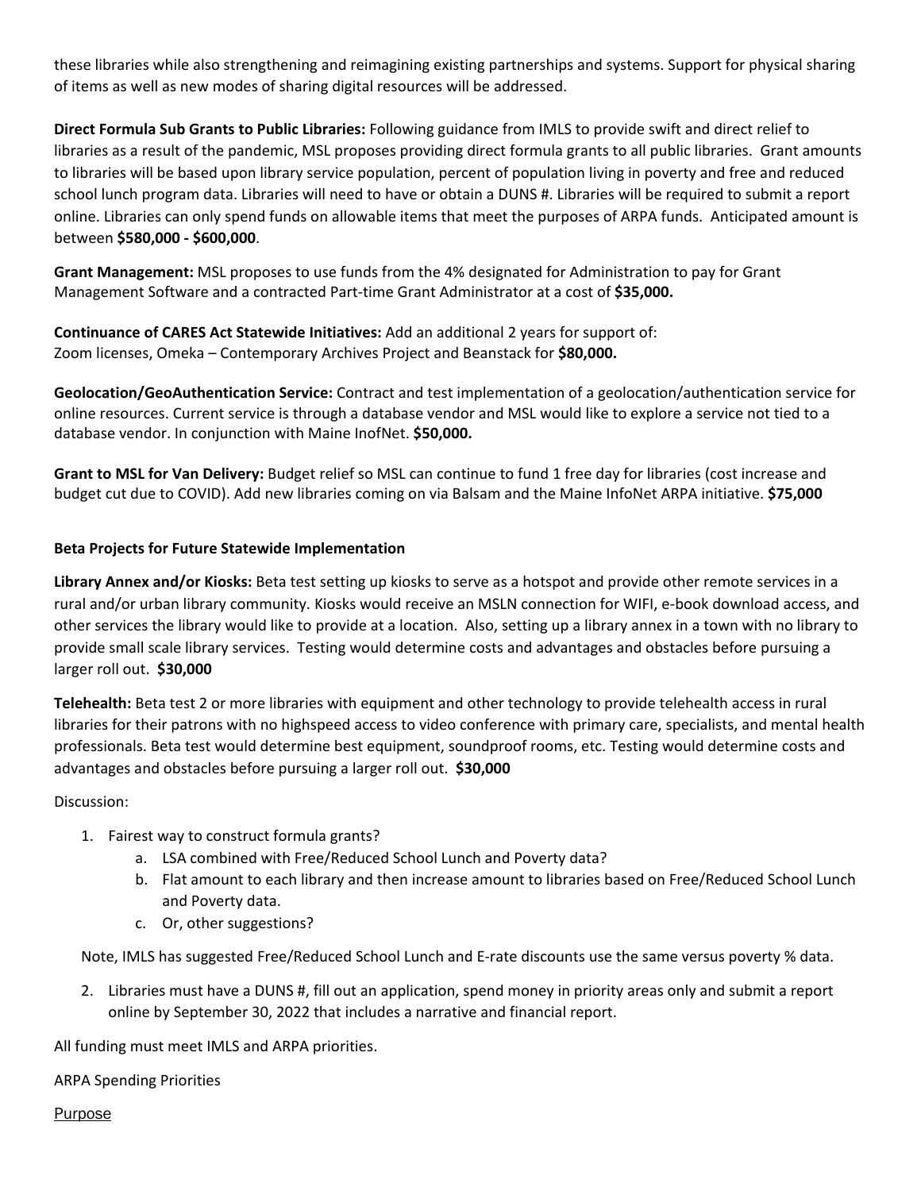these libraries while also strengthening and reimagining existing partnerships and systems. Support for physical sharing of items as well as new modes of sharing digital resources will be addressed.

**Direct Formula Sub Grants to Public Libraries:** Following guidance from IMLS to provide swift and direct relief to libraries as a result of the pandemic, MSL proposes providing direct formula grants to all public libraries. Grant amounts to libraries will be based upon library service population, percent of population living in poverty and free and reduced school lunch program data. Libraries will need to have or obtain a DUNS #. Libraries will be required to submit a report online. Libraries can only spend funds on allowable items that meet the purposes of ARPA funds. Anticipated amount is between **$580,000 - $600,000**.

**Grant Management:** MSL proposes to use funds from the 4% designated for Administration to pay for Grant Management Software and a contracted Part-time Grant Administrator at a cost of **$35,000.**

**Continuance of CARES Act Statewide Initiatives:** Add an additional 2 years for support of: Zoom licenses, Omeka – Contemporary Archives Project and Beanstack for **$80,000.**

**Geolocation/GeoAuthentication Service:** Contract and test implementation of a geolocation/authentication service for online resources. Current service is through a database vendor and MSL would like to explore a service not tied to a database vendor. In conjunction with Maine InofNet. **$50,000.**

**Grant to MSL for Van Delivery:** Budget relief so MSL can continue to fund 1 free day for libraries (cost increase and budget cut due to COVID). Add new libraries coming on via Balsam and the Maine InfoNet ARPA initiative. **$75,000**

**Beta Projects for Future Statewide Implementation**

**Library Annex and/or Kiosks:** Beta test setting up kiosks to serve as a hotspot and provide other remote services in a rural and/or urban library community. Kiosks would receive an MSLN connection for WIFI, e-book download access, and other services the library would like to provide at a location. Also, setting up a library annex in a town with no library to provide small scale library services. Testing would determine costs and advantages and obstacles before pursuing a larger roll out. **$30,000**

**Telehealth:** Beta test 2 or more libraries with equipment and other technology to provide telehealth access in rural libraries for their patrons with no highspeed access to video conference with primary care, specialists, and mental health professionals. Beta test would determine best equipment, soundproof rooms, etc. Testing would determine costs and advantages and obstacles before pursuing a larger roll out. **$30,000**

Discussion:

1. Fairest way to construct formula grants?
   a. LSA combined with Free/Reduced School Lunch and Poverty data?
   b. Flat amount to each library and then increase amount to libraries based on Free/Reduced School Lunch and Poverty data.
   c. Or, other suggestions?

Note, IMLS has suggested Free/Reduced School Lunch and E-rate discounts use the same versus poverty % data.

2. Libraries must have a DUNS #, fill out an application, spend money in priority areas only and submit a report online by September 30, 2022 that includes a narrative and financial report.

All funding must meet IMLS and ARPA priorities.

ARPA Spending Priorities

Purpose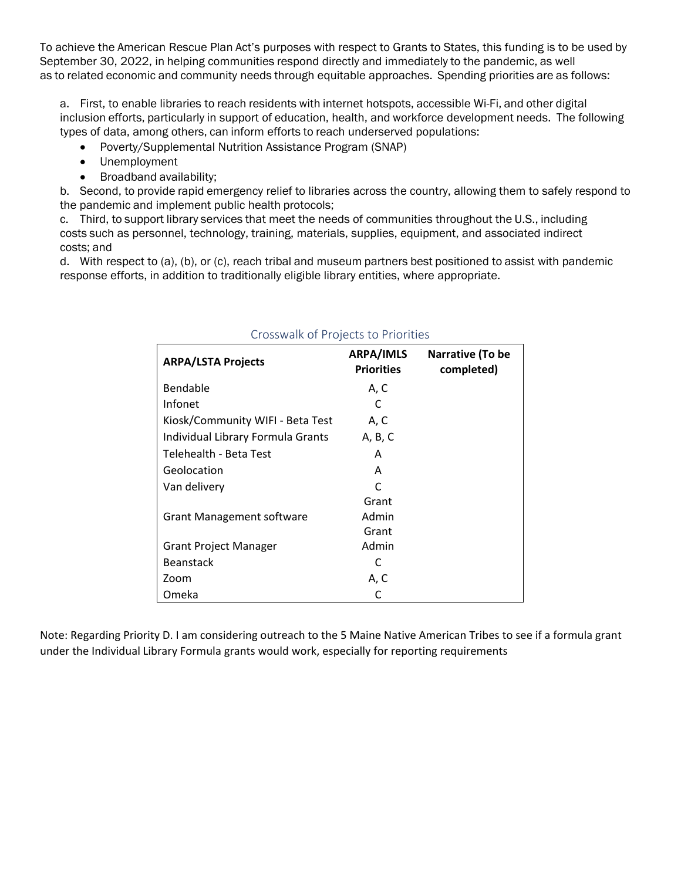To achieve the American Rescue Plan Act's purposes with respect to Grants to States, this funding is to be used by September 30, 2022, in helping communities respond directly and immediately to the pandemic, as well as to related economic and community needs through equitable approaches. Spending priorities are as follows:

a. First, to enable libraries to reach residents with internet hotspots, accessible Wi-Fi, and other digital inclusion efforts, particularly in support of education, health, and workforce development needs. The following types of data, among others, can inform efforts to reach underserved populations:

- Poverty/Supplemental Nutrition Assistance Program (SNAP)
- Unemployment
- Broadband availability;

b. Second, to provide rapid emergency relief to libraries across the country, allowing them to safely respond to the pandemic and implement public health protocols;

c. Third, to support library services that meet the needs of communities throughout the U.S., including costs such as personnel, technology, training, materials, supplies, equipment, and associated indirect costs; and

d. With respect to (a), (b), or (c), reach tribal and museum partners best positioned to assist with pandemic response efforts, in addition to traditionally eligible library entities, where appropriate.

Crosswalk of Projects to Priorities

| ARPA/LSTA Projects | ARPA/IMLS Priorities | Narrative (To be completed) |
|---|---|---|
| Bendable | A, C | |
| Infonet | C | |
| Kiosk/Community WIFI - Beta Test | A, C | |
| Individual Library Formula Grants | A, B, C | |
| Telehealth - Beta Test | A | |
| Geolocation | A | |
| Van delivery | C | |
| Grant Management software | Grant Admin | |
| Grant Project Manager | Grant Admin | |
| Beanstack | C | |
| Zoom | A, C | |
| Omeka | C | |

Note: Regarding Priority D. I am considering outreach to the 5 Maine Native American Tribes to see if a formula grant under the Individual Library Formula grants would work, especially for reporting requirements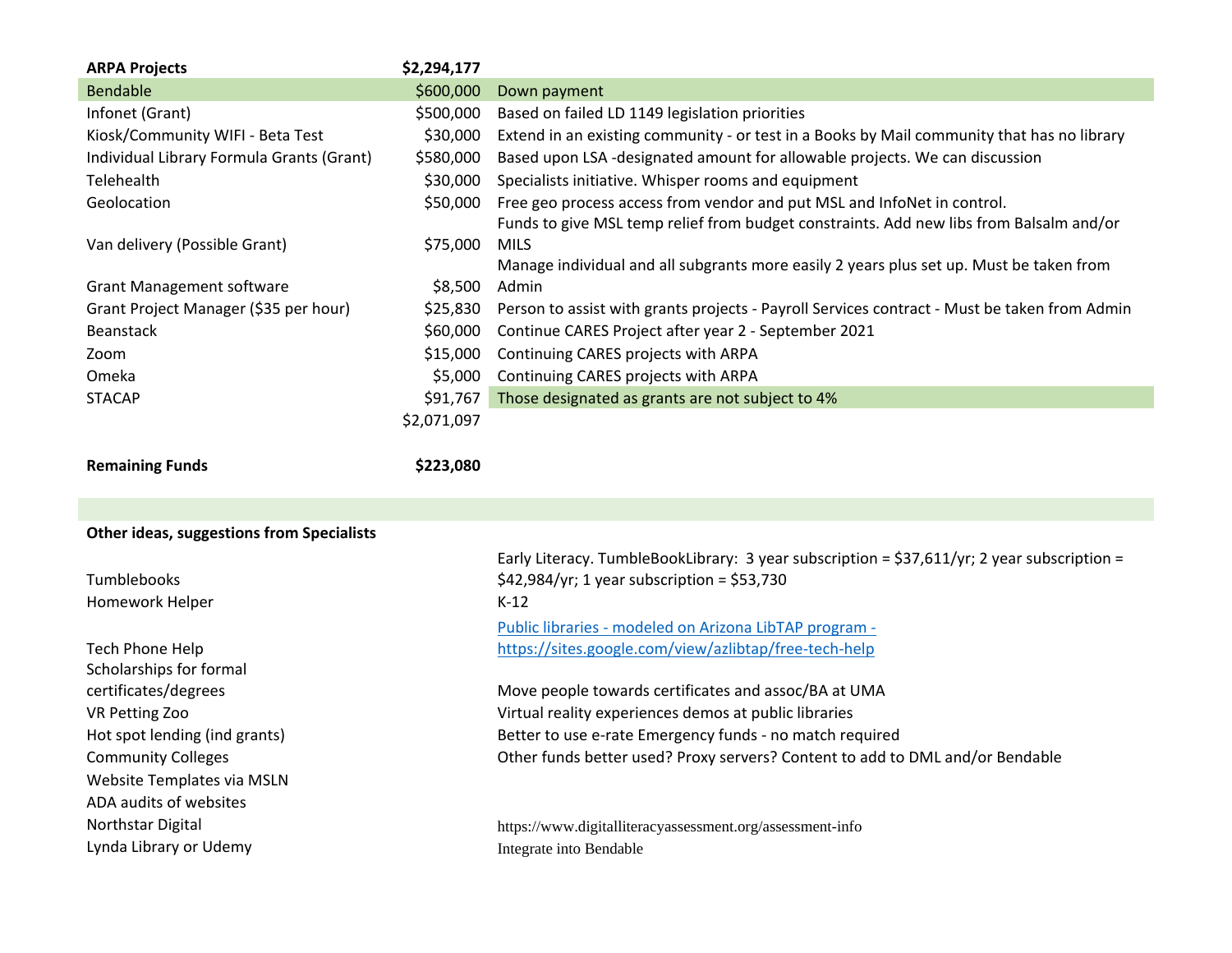| **ARPA Projects** | **$2,294,177** | |
|---|---|---|
| Bendable | $600,000 | Down payment |
| Infonet (Grant) | $500,000 | Based on failed LD 1149 legislation priorities |
| Kiosk/Community WIFI - Beta Test | $30,000 | Extend in an existing community - or test in a Books by Mail community that has no library |
| Individual Library Formula Grants (Grant) | $580,000 | Based upon LSA -designated amount for allowable projects. We can discussion |
| Telehealth | $30,000 | Specialists initiative. Whisper rooms and equipment |
| Geolocation | $50,000 | Free geo process access from vendor and put MSL and InfoNet in control. |
| Van delivery (Possible Grant) | $75,000 | Funds to give MSL temp relief from budget constraints. Add new libs from Balsalm and/or MILS |
| Grant Management software | $8,500 | Manage individual and all subgrants more easily 2 years plus set up. Must be taken from Admin |
| Grant Project Manager ($35 per hour) | $25,830 | Person to assist with grants projects - Payroll Services contract - Must be taken from Admin |
| Beanstack | $60,000 | Continue CARES Project after year 2 - September 2021 |
| Zoom | $15,000 | Continuing CARES projects with ARPA |
| Omeka | $5,000 | Continuing CARES projects with ARPA |
| STACAP | $91,767 | Those designated as grants are not subject to 4% |
| | $2,071,097 | |
| **Remaining Funds** | **$223,080** | |

**Other ideas, suggestions from Specialists**

| | |
|---|---|
| Tumblebooks | Early Literacy. TumbleBookLibrary: 3 year subscription = $37,611/yr; 2 year subscription = $42,984/yr; 1 year subscription = $53,730 |
| Homework Helper | K-12 |
| Tech Phone Help | Public libraries - modeled on Arizona LibTAP program - https://sites.google.com/view/azlibtap/free-tech-help |
| Scholarships for formal certificates/degrees | Move people towards certificates and assoc/BA at UMA |
| VR Petting Zoo | Virtual reality experiences demos at public libraries |
| Hot spot lending (ind grants) | Better to use e-rate Emergency funds - no match required |
| Community Colleges | Other funds better used? Proxy servers? Content to add to DML and/or Bendable |
| Website Templates via MSLN | |
| ADA audits of websites | |
| Northstar Digital | https://www.digitalliteracyassessment.org/assessment-info |
| Lynda Library or Udemy | Integrate into Bendable |